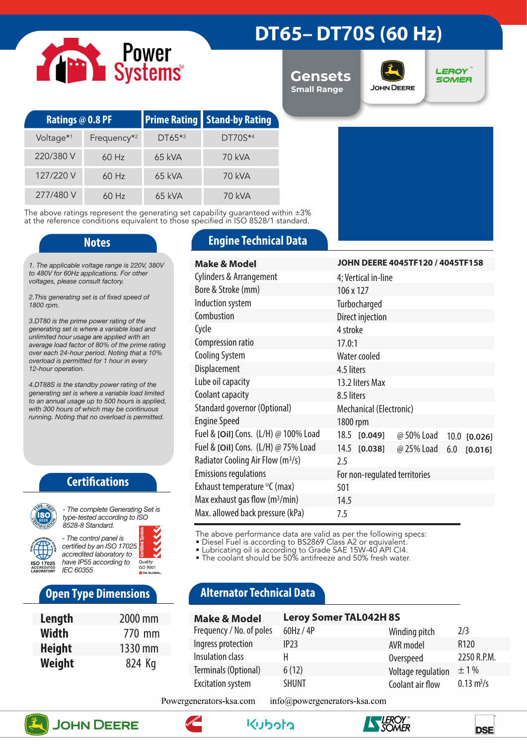# DT65– DT70S (60 Hz)

Power Systems

Gensets
Small Range

JOHN DEERE

LEROY SOMER

| Ratings @ 0.8 PF | | Prime Rating | Stand-by Rating |
|---|---|---|---|
| Voltage*1 | Frequency*2 | DT65*3 | DT70S*4 |
| 220/380 V | 60 Hz | 65 kVA | 70 kVA |
| 127/220 V | 60 Hz | 65 kVA | 70 kVA |
| 277/480 V | 60 Hz | 65 kVA | 70 kVA |

The above ratings represent the generating set capability guaranteed within ±3% at the reference conditions equivalent to those specified in ISO 8528/1 standard.

## Notes

*1. The applicable voltage range is 220V, 380V to 480V for 60Hz applications. For other voltages, please consult factory.*

*2.This generating set is of fixed speed of 1800 rpm.*

*3.DT80 is the prime power rating of the generating set is where a variable load and unlimited hour usage are applied with an average load factor of 80% of the prime rating over each 24-hour period. Noting that a 10% overload is permitted for 1 hour in every 12-hour operation.*

*4.DT88S is the standby power rating of the generating set is where a variable load limited to an annual usage up to 500 hours is applied, with 300 hours of which may be continuous running. Noting that no overload is permitted.*

## Certifications

- *The complete Generating Set is type-tested according to ISO 8528-8 Standard.*
- *The control panel is certified by an ISO 17025 accredited laboratory to have IP55 according to IEC 60355*

ISO 17025 ACCREDITED LABORATORY

Certified System Quality ISO 9001 SAI GLOBAL

## Open Type Dimensions

| | |
|---|---|
| **Length** | 2000 mm |
| **Width** | 770 mm |
| **Height** | 1330 mm |
| **Weight** | 824 Kg |

## Engine Technical Data

| | | | |
|---|---|---|---|
| **Make & Model** | **JOHN DEERE 4045TF120 / 4045TF158** | | |
| Cylinders & Arrangement | 4; Vertical in-line | | |
| Bore & Stroke (mm) | 106 x 127 | | |
| Induction system | Turbocharged | | |
| Combustion | Direct injection | | |
| Cycle | 4 stroke | | |
| Compression ratio | 17.0:1 | | |
| Cooling System | Water cooled | | |
| Displacement | 4.5 liters | | |
| Lube oil capacity | 13.2 liters Max | | |
| Coolant capacity | 8.5 liters | | |
| Standard governor (Optional) | Mechanical (Electronic) | | |
| Engine Speed | 1800 rpm | | |
| Fuel & [Oil] Cons. (L/H) @ 100% Load | 18.5 **[0.049]** | @ 50% Load | 10.0 **[0.026]** |
| Fuel & [Oil] Cons. (L/H) @ 75% Load | 14.5 **[0.038]** | @ 25% Load | 6.0 **[0.016]** |
| Radiator Cooling Air Flow ($m^3/s$) | 2.5 | | |
| Emissions regulations | For non-regulated territories | | |
| Exhaust temperature °C (max) | 501 | | |
| Max exhaust gas flow ($m^3/min$) | 14.5 | | |
| Max. allowed back pressure (kPa) | 7.5 | | |

The above performance data are valid as per the following specs:
- Diesel Fuel is according to BS2869 Class A2 or equivalent.
- Lubricating oil is according to Grade SAE 15W-40 API CI4.
- The coolant should be 50% antifreeze and 50% fresh water.

## Alternator Technical Data

| | | | |
|---|---|---|---|
| **Make & Model** | **Leroy Somer TAL042H 8S** | | |
| Frequency / No. of poles | 60Hz / 4P | Winding pitch | 2/3 |
| Ingress protection | IP23 | AVR model | R120 |
| Insulation class | H | Overspeed | 2250 R.P.M. |
| Terminals (Optional) | 6 (12) | Voltage regulation | ± 1 % |
| Excitation system | SHUNT | Coolant air flow | 0.13 $m^3/s$ |

Powergenerators-ksa.com info@powergenerators-ksa.com

JOHN DEERE Cummins Kubota LEROY SOMER DSE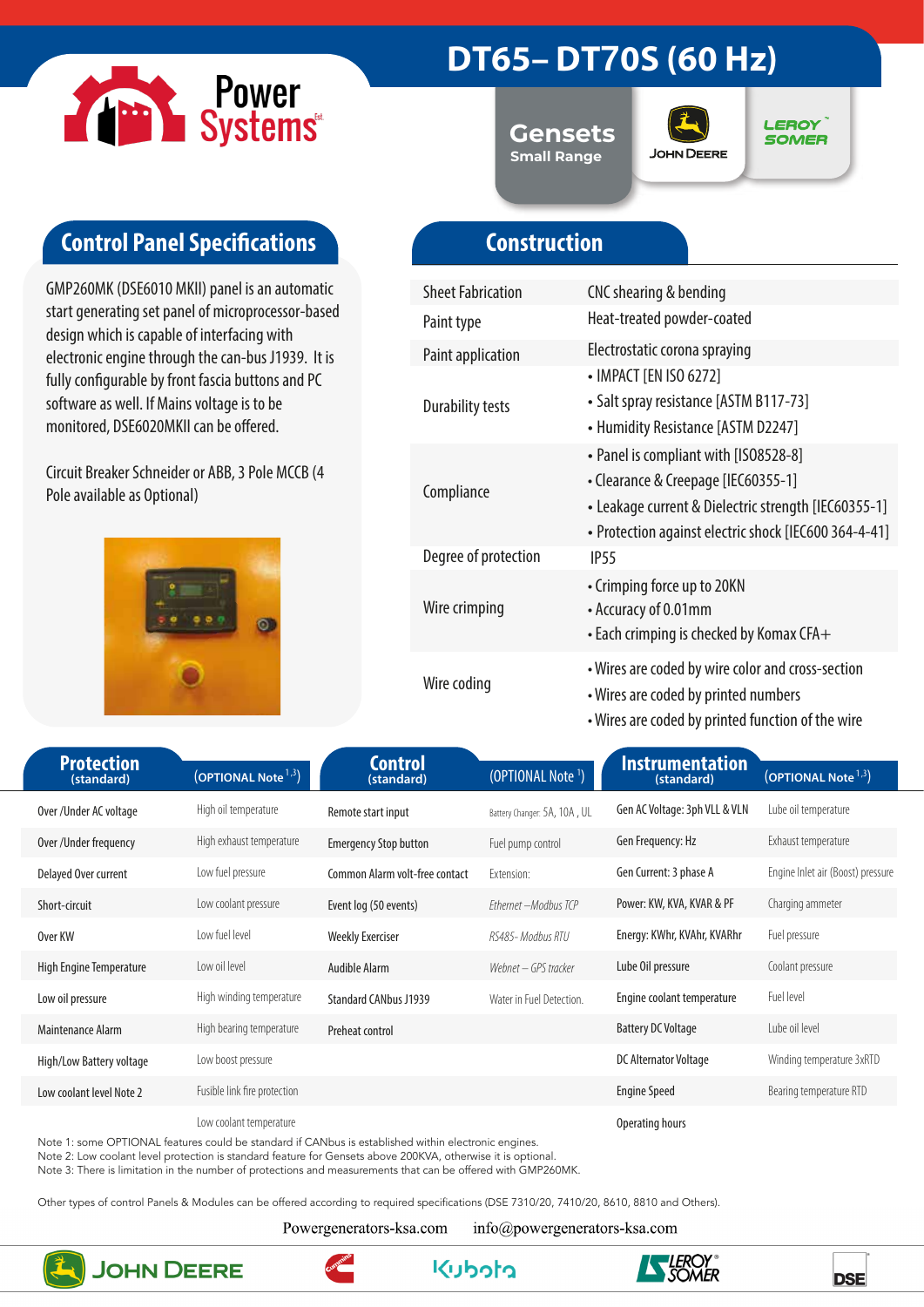# DT65– DT70S (60 Hz)

Power Systems

Gensets Small Range

## Control Panel Specifications

GMP260MK (DSE6010 MKII) panel is an automatic start generating set panel of microprocessor-based design which is capable of interfacing with electronic engine through the can-bus J1939. It is fully configurable by front fascia buttons and PC software as well. If Mains voltage is to be monitored, DSE6020MKII can be offered.

Circuit Breaker Schneider or ABB, 3 Pole MCCB (4 Pole available as Optional)

## Construction

| | |
|---|---|
| Sheet Fabrication | CNC shearing & bending |
| Paint type | Heat-treated powder-coated |
| Paint application | Electrostatic corona spraying |
| Durability tests | • IMPACT [EN ISO 6272]<br>• Salt spray resistance [ASTM B117-73]<br>• Humidity Resistance [ASTM D2247] |
| Compliance | • Panel is compliant with [IS08528-8]<br>• Clearance & Creepage [IEC60355-1]<br>• Leakage current & Dielectric strength [IEC60355-1]<br>• Protection against electric shock [IEC600 364-4-41] |
| Degree of protection | IP55 |
| Wire crimping | • Crimping force up to 20KN<br>• Accuracy of 0.01mm<br>• Each crimping is checked by Komax CFA+ |
| Wire coding | • Wires are coded by wire color and cross-section<br>• Wires are coded by printed numbers<br>• Wires are coded by printed function of the wire |

| Protection (standard) | (OPTIONAL Note 1,3) | Control (standard) | (OPTIONAL Note 1) | Instrumentation (standard) | (OPTIONAL Note 1,3) |
|---|---|---|---|---|---|
| Over /Under AC voltage | High oil temperature | Remote start input | Battery Changer: 5A, 10A , UL | Gen AC Voltage: 3ph VLL & VLN | Lube oil temperature |
| Over /Under frequency | High exhaust temperature | Emergency Stop button | Fuel pump control | Gen Frequency: Hz | Exhaust temperature |
| Delayed Over current | Low fuel pressure | Common Alarm volt-free contact | Extension: | Gen Current: 3 phase A | Engine Inlet air (Boost) pressure |
| Short-circuit | Low coolant pressure | Event log (50 events) | *Ethernet –Modbus TCP* | Power: KW, KVA, KVAR & PF | Charging ammeter |
| Over KW | Low fuel level | Weekly Exerciser | *RS485- Modbus RTU* | Energy: KWhr, KVAhr, KVARhr | Fuel pressure |
| High Engine Temperature | Low oil level | Audible Alarm | *Webnet – GPS tracker* | Lube Oil pressure | Coolant pressure |
| Low oil pressure | High winding temperature | Standard CANbus J1939 | Water in Fuel Detection. | Engine coolant temperature | Fuel level |
| Maintenance Alarm | High bearing temperature | Preheat control | | Battery DC Voltage | Lube oil level |
| High/Low Battery voltage | Low boost pressure | | | DC Alternator Voltage | Winding temperature 3xRTD |
| Low coolant level Note 2 | Fusible link fire protection | | | Engine Speed | Bearing temperature RTD |
| | Low coolant temperature | | | Operating hours | |

Note 1: some OPTIONAL features could be standard if CANbus is established within electronic engines.
Note 2: Low coolant level protection is standard feature for Gensets above 200KVA, otherwise it is optional.
Note 3: There is limitation in the number of protections and measurements that can be offered with GMP260MK.

Other types of control Panels & Modules can be offered according to required specifications (DSE 7310/20, 7410/20, 8610, 8810 and Others).

Powergenerators-ksa.com info@powergenerators-ksa.com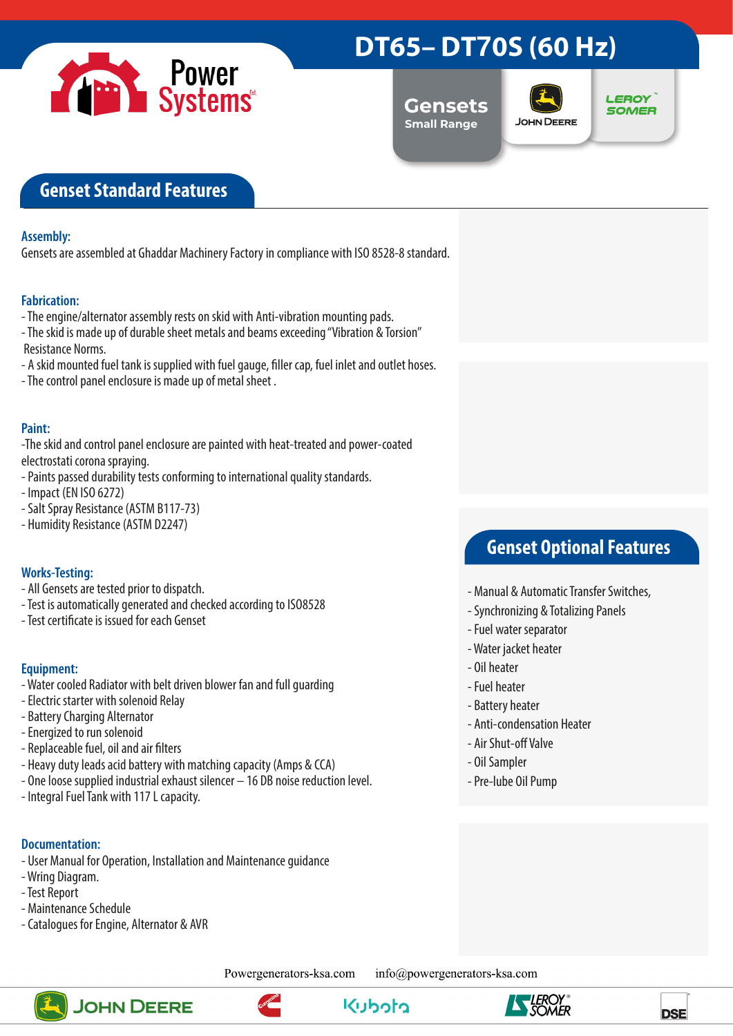# DT65– DT70S (60 Hz)

Gensets
Small Range

## Genset Standard Features

### Assembly:

Gensets are assembled at Ghaddar Machinery Factory in compliance with ISO 8528-8 standard.

### Fabrication:

- The engine/alternator assembly rests on skid with Anti-vibration mounting pads.
- The skid is made up of durable sheet metals and beams exceeding "Vibration & Torsion" Resistance Norms.
- A skid mounted fuel tank is supplied with fuel gauge, filler cap, fuel inlet and outlet hoses.
- The control panel enclosure is made up of metal sheet .

### Paint:

-The skid and control panel enclosure are painted with heat-treated and power-coated electrostati corona spraying.
- Paints passed durability tests conforming to international quality standards.
- Impact (EN ISO 6272)
- Salt Spray Resistance (ASTM B117-73)
- Humidity Resistance (ASTM D2247)

### Works-Testing:

- All Gensets are tested prior to dispatch.
- Test is automatically generated and checked according to ISO8528
- Test certificate is issued for each Genset

### Equipment:

- Water cooled Radiator with belt driven blower fan and full guarding
- Electric starter with solenoid Relay
- Battery Charging Alternator
- Energized to run solenoid
- Replaceable fuel, oil and air filters
- Heavy duty leads acid battery with matching capacity (Amps & CCA)
- One loose supplied industrial exhaust silencer – 16 DB noise reduction level.
- Integral Fuel Tank with 117 L capacity.

### Documentation:

- User Manual for Operation, Installation and Maintenance guidance
- Wring Diagram.
- Test Report
- Maintenance Schedule
- Catalogues for Engine, Alternator & AVR

## Genset Optional Features

- Manual & Automatic Transfer Switches,
- Synchronizing & Totalizing Panels
- Fuel water separator
- Water jacket heater
- Oil heater
- Fuel heater
- Battery heater
- Anti-condensation Heater
- Air Shut-off Valve
- Oil Sampler
- Pre-lube Oil Pump

Powergenerators-ksa.com info@powergenerators-ksa.com